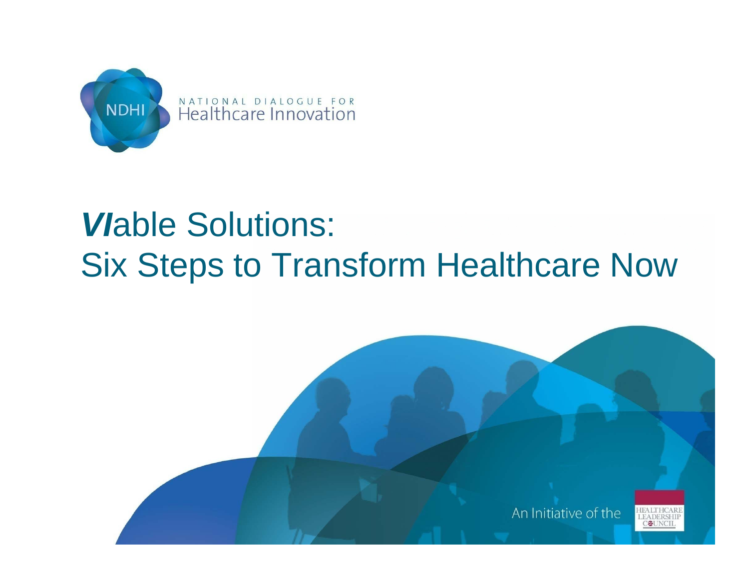NATIONAL DIALOGUE FOR
Healthcare Innovation

# ***VI***able Solutions: Six Steps to Transform Healthcare Now

An Initiative of the HEALTHCARE LEADERSHIP COUNCIL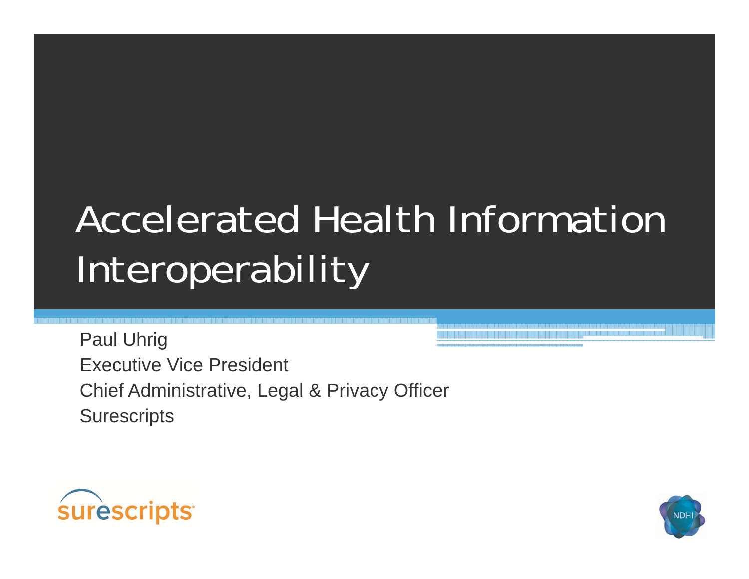# Accelerated Health Information Interoperability

Paul Uhrig

Executive Vice President

Chief Administrative, Legal & Privacy Officer

Surescripts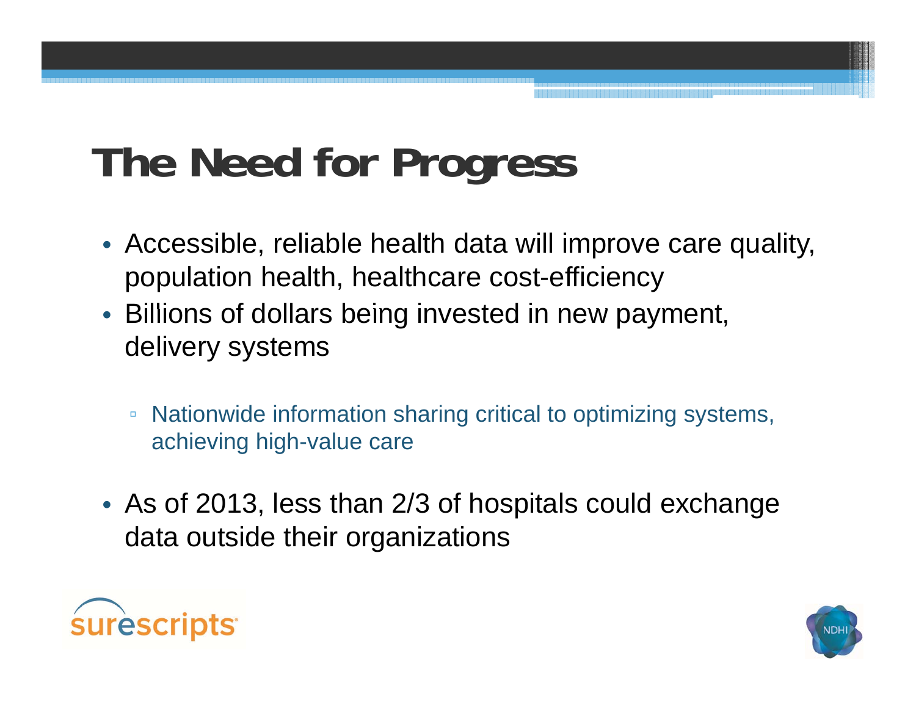# The Need for Progress

- Accessible, reliable health data will improve care quality, population health, healthcare cost-efficiency
- Billions of dollars being invested in new payment, delivery systems
  - Nationwide information sharing critical to optimizing systems, achieving high-value care
- As of 2013, less than 2/3 of hospitals could exchange data outside their organizations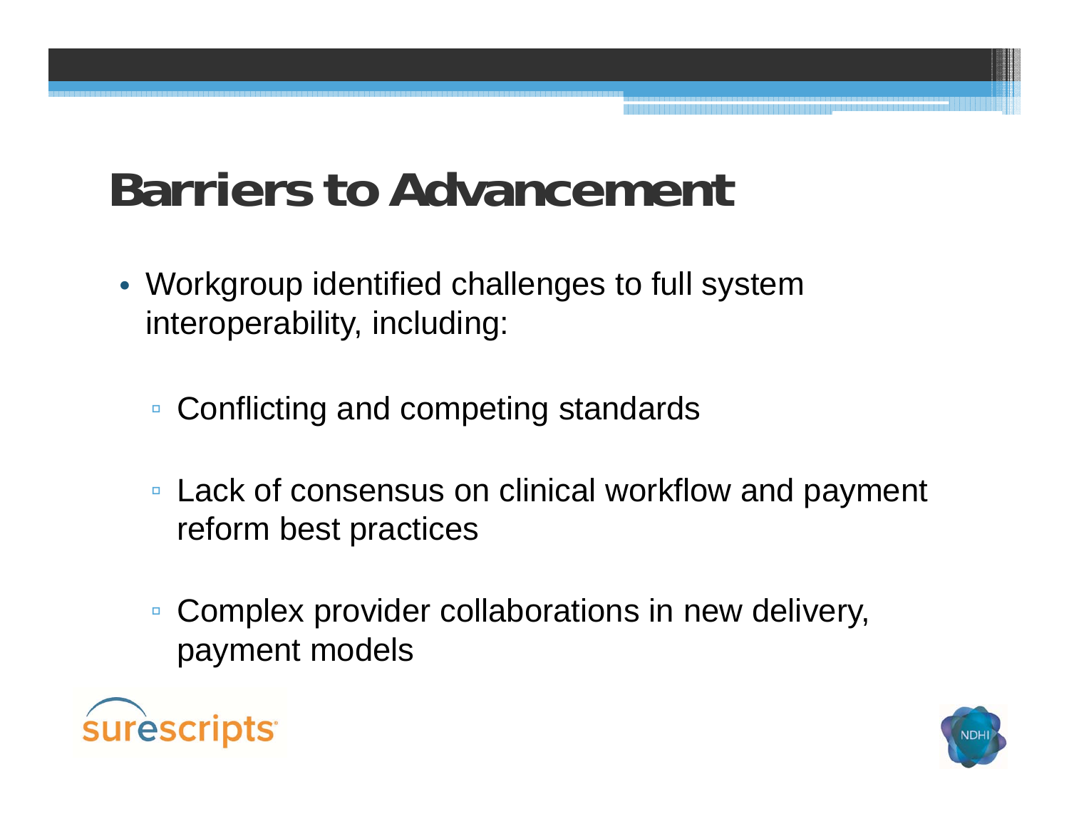# Barriers to Advancement

- Workgroup identified challenges to full system interoperability, including:
  - Conflicting and competing standards
  - Lack of consensus on clinical workflow and payment reform best practices
  - Complex provider collaborations in new delivery, payment models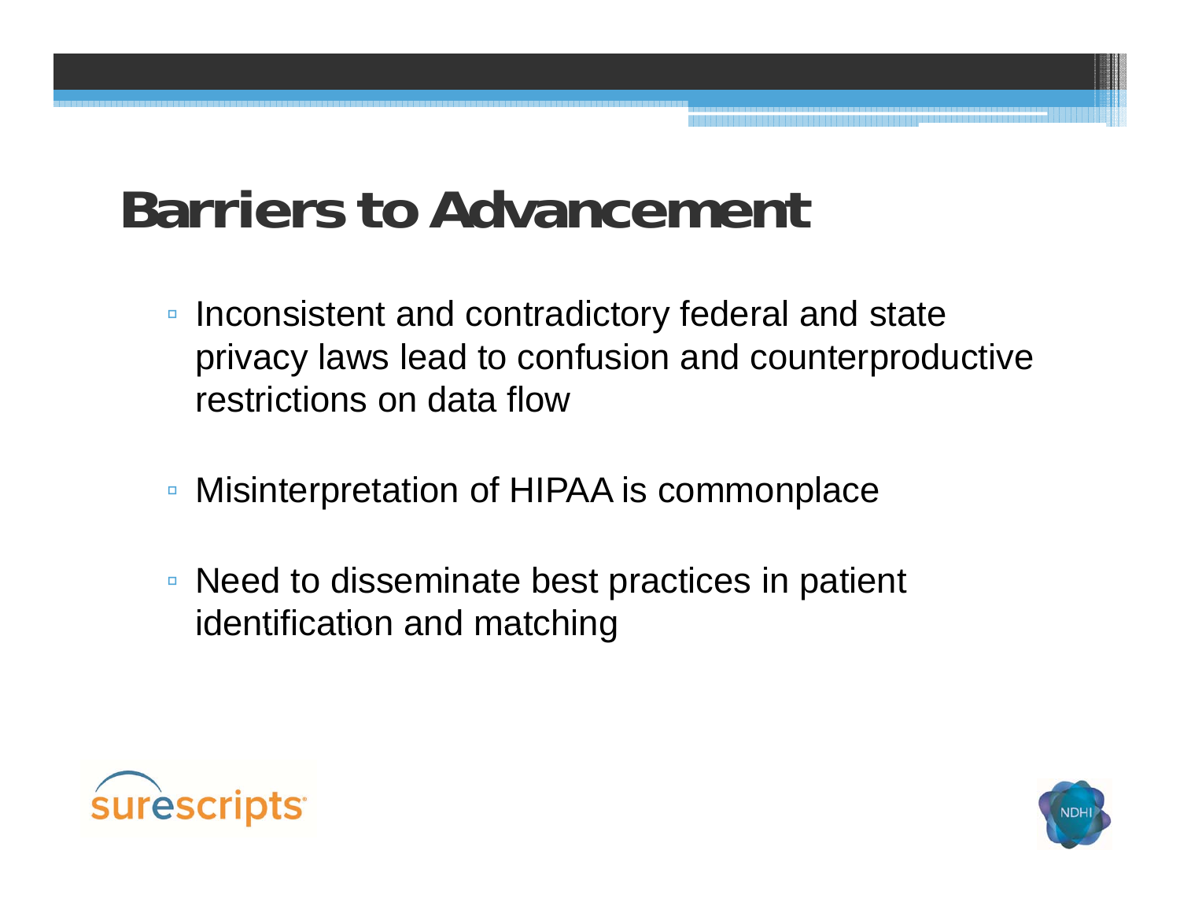# Barriers to Advancement

- Inconsistent and contradictory federal and state privacy laws lead to confusion and counterproductive restrictions on data flow
- Misinterpretation of HIPAA is commonplace
- Need to disseminate best practices in patient identification and matching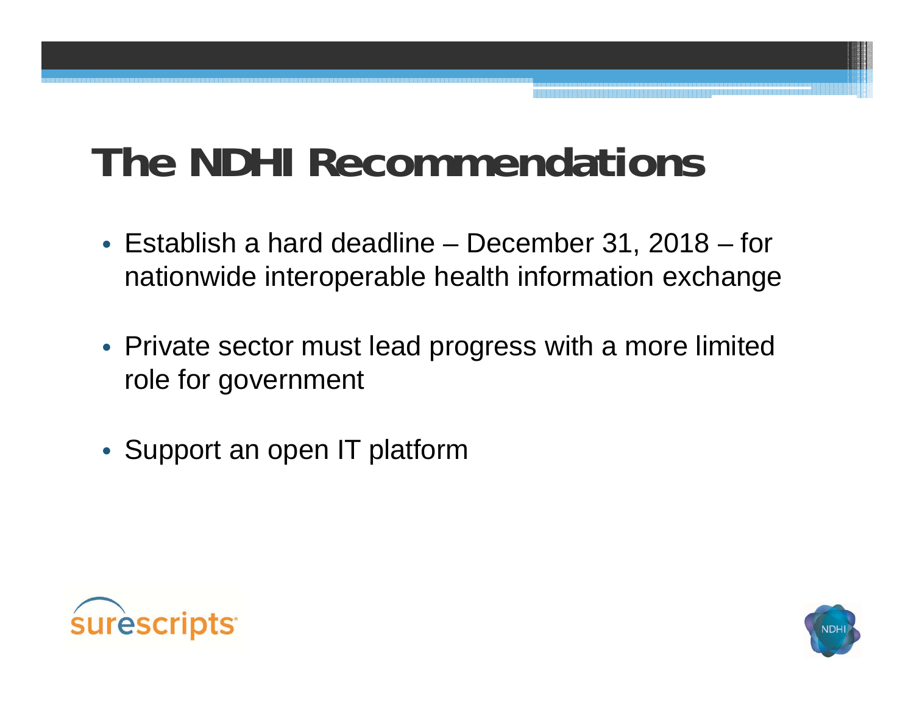# The NDHI Recommendations

- Establish a hard deadline – December 31, 2018 – for nationwide interoperable health information exchange
- Private sector must lead progress with a more limited role for government
- Support an open IT platform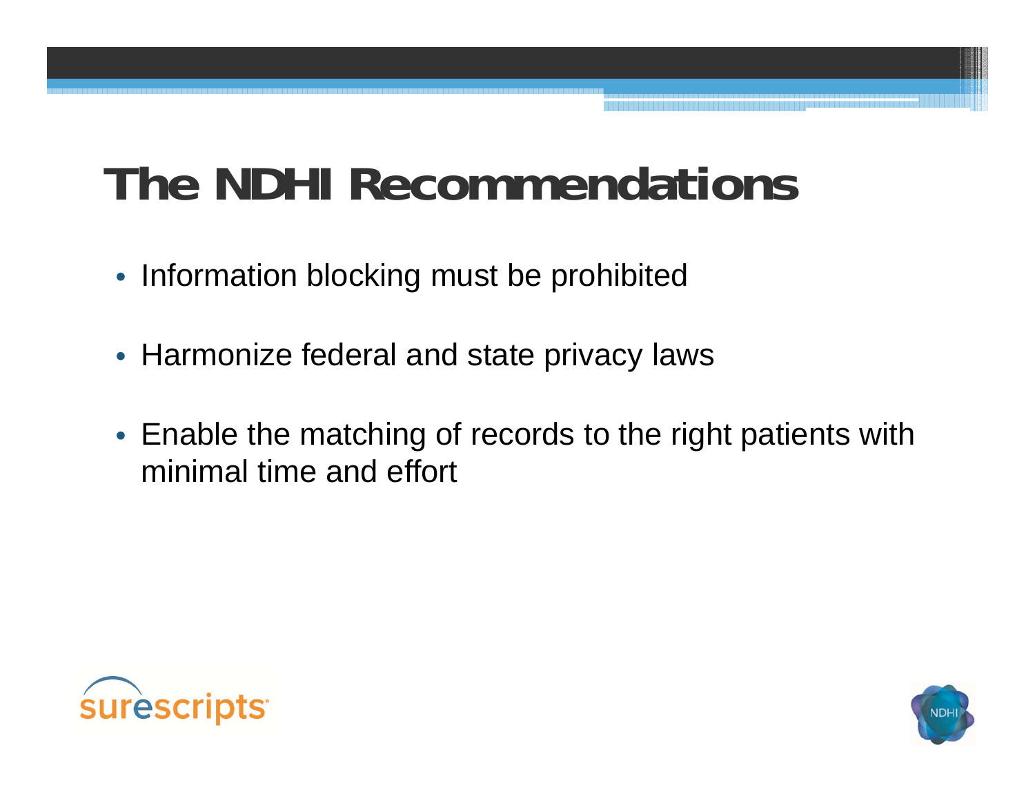# The NDHI Recommendations

- Information blocking must be prohibited
- Harmonize federal and state privacy laws
- Enable the matching of records to the right patients with minimal time and effort